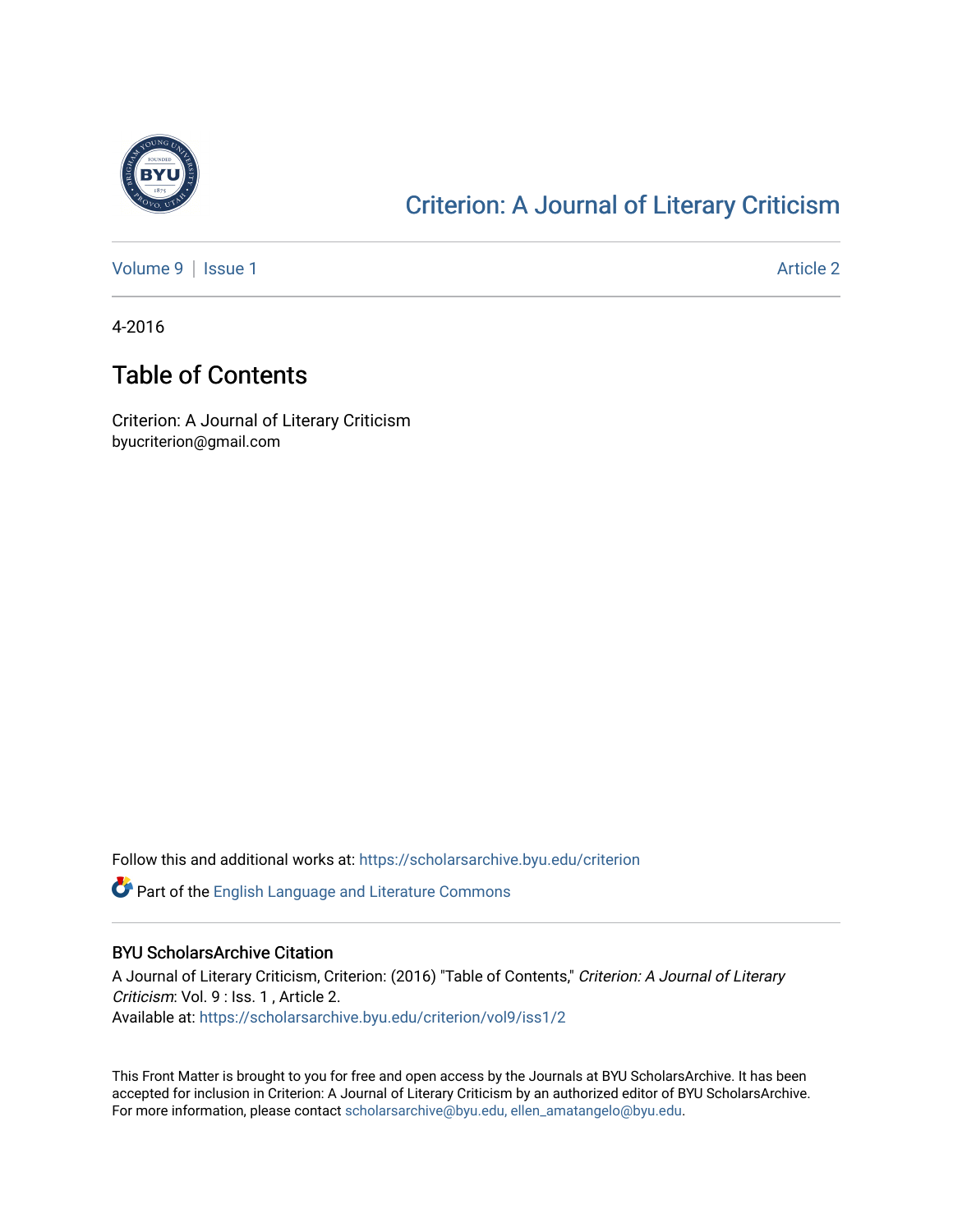# Criterion: A Journal of Literary Criticism

Volume 9 | Issue 1 Article 2

4-2016

## Table of Contents

Criterion: A Journal of Literary Criticism
byucriterion@gmail.com

Follow this and additional works at: https://scholarsarchive.byu.edu/criterion

Part of the English Language and Literature Commons

### BYU ScholarsArchive Citation

A Journal of Literary Criticism, Criterion: (2016) "Table of Contents," *Criterion: A Journal of Literary Criticism*: Vol. 9 : Iss. 1 , Article 2.
Available at: https://scholarsarchive.byu.edu/criterion/vol9/iss1/2

This Front Matter is brought to you for free and open access by the Journals at BYU ScholarsArchive. It has been accepted for inclusion in Criterion: A Journal of Literary Criticism by an authorized editor of BYU ScholarsArchive. For more information, please contact scholarsarchive@byu.edu, ellen_amatangelo@byu.edu.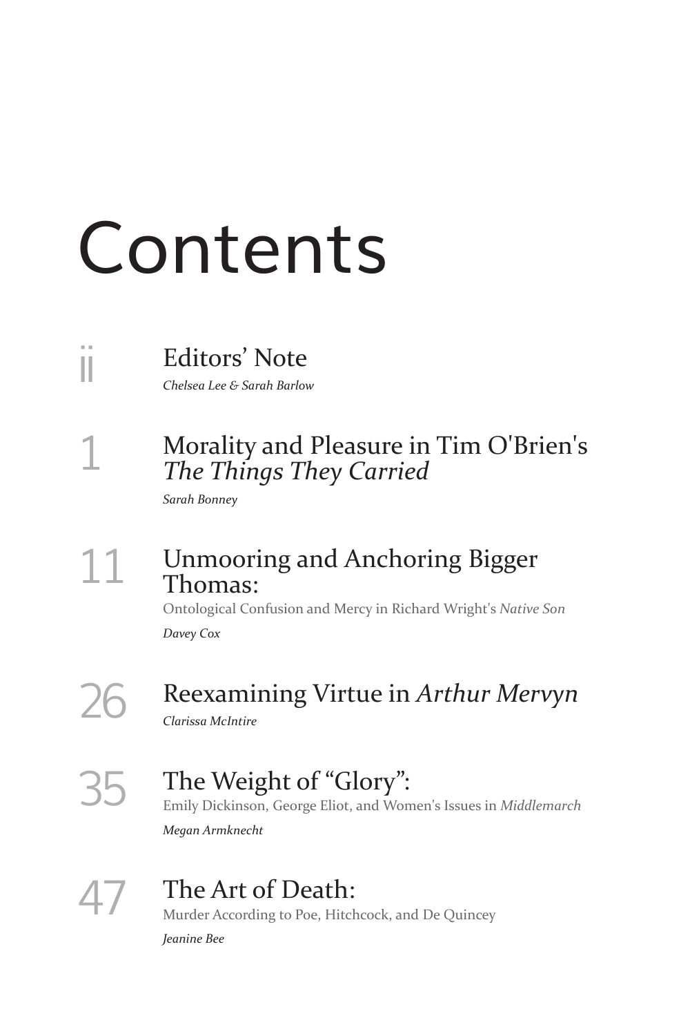# Contents

ii **Editors' Note**
*Chelsea Lee & Sarah Barlow*

1 **Morality and Pleasure in Tim O'Brien's *The Things They Carried***
*Sarah Bonney*

11 **Unmooring and Anchoring Bigger Thomas:**
Ontological Confusion and Mercy in Richard Wright's *Native Son*
*Davey Cox*

26 **Reexamining Virtue in *Arthur Mervyn***
*Clarissa McIntire*

35 **The Weight of "Glory":**
Emily Dickinson, George Eliot, and Women's Issues in *Middlemarch*
*Megan Armknecht*

47 **The Art of Death:**
Murder According to Poe, Hitchcock, and De Quincey
*Jeanine Bee*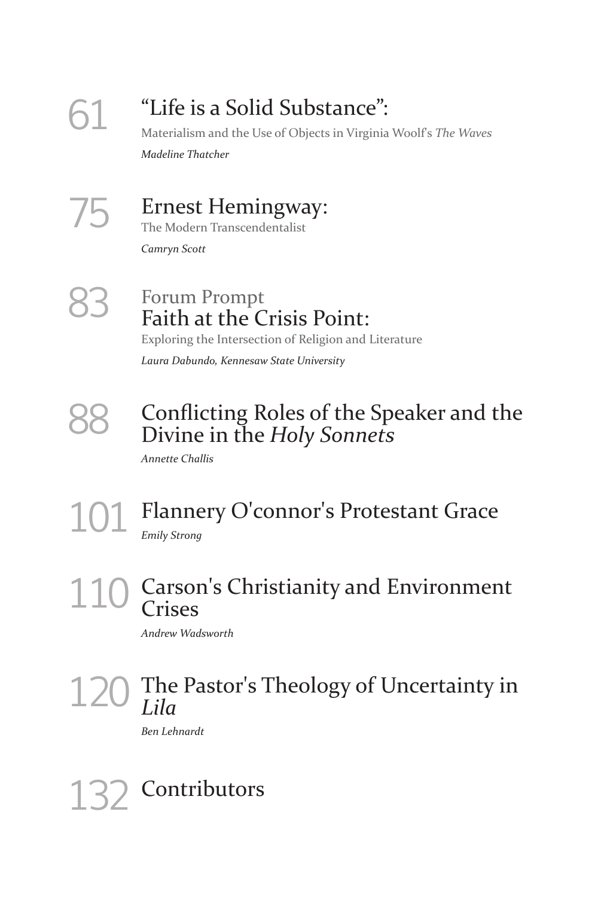61 **“Life is a Solid Substance”:**
Materialism and the Use of Objects in Virginia Woolf's *The Waves*
*Madeline Thatcher*

75 **Ernest Hemingway:**
The Modern Transcendentalist
*Camryn Scott*

83 Forum Prompt
**Faith at the Crisis Point:**
Exploring the Intersection of Religion and Literature
*Laura Dabundo, Kennesaw State University*

88 **Conflicting Roles of the Speaker and the Divine in the *Holy Sonnets***
*Annette Challis*

101 **Flannery O'connor's Protestant Grace**
*Emily Strong*

110 **Carson's Christianity and Environment Crises**
*Andrew Wadsworth*

120 **The Pastor's Theology of Uncertainty in *Lila***
*Ben Lehnardt*

132 **Contributors**